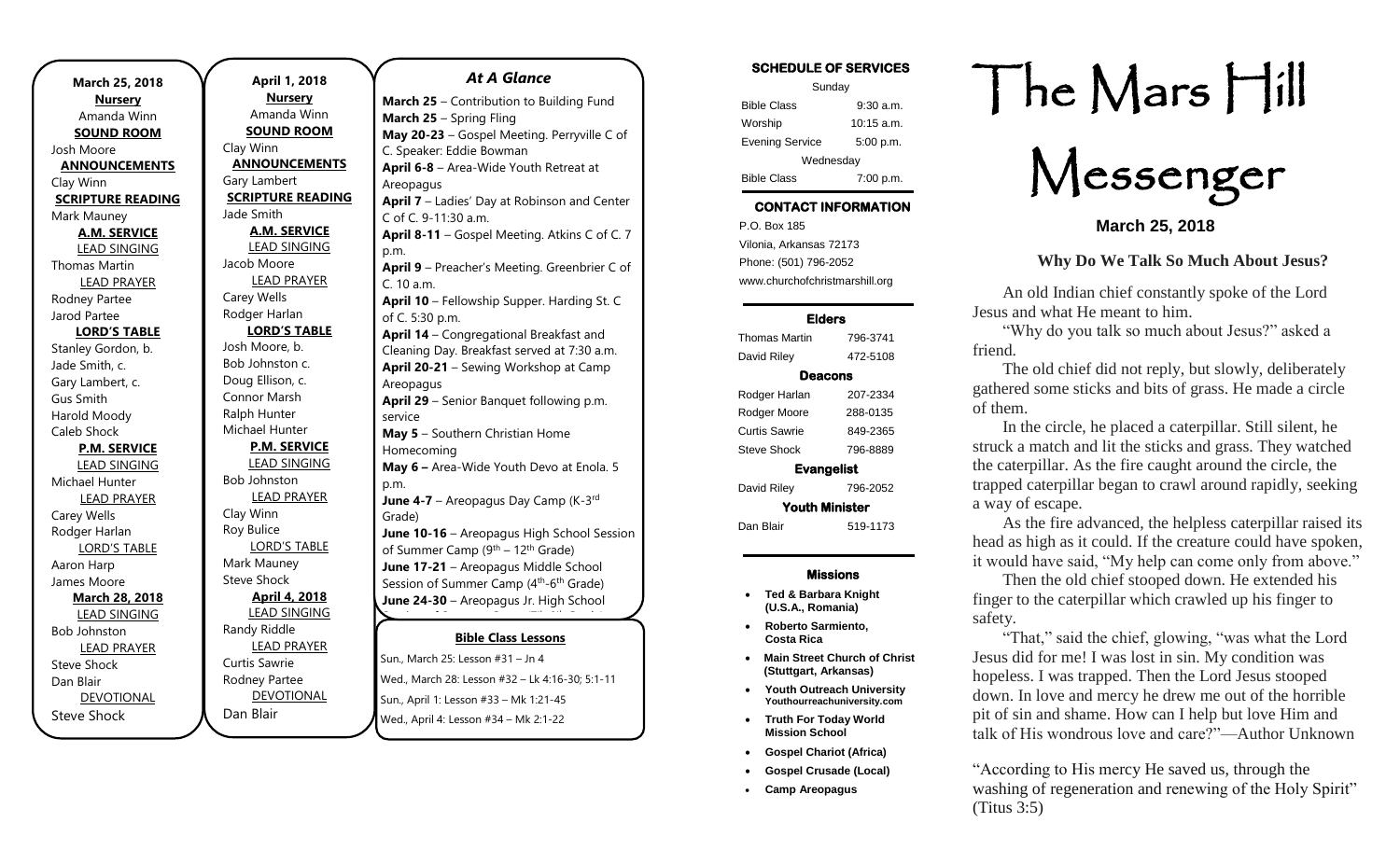**March 25, 2018**

**Nursery**

Amanda Winn

**SOUND ROOM**

Josh Moore

**ANNOUNCEMENTS**

Clay Winn

**SCRIPTURE READING**

Mark Mauney

**A.M. SERVICE**

LEAD SINGING

Thomas Martin

LEAD PRAYER

Rodney Partee

Jarod Partee

**LORD'S TABLE**

Stanley Gordon, b.

Jade Smith, c.

Gary Lambert, c.

Gus Smith

Harold Moody

Caleb Shock

**P.M. SERVICE**

LEAD SINGING

Michael Hunter

LEAD PRAYER

Carey Wells

Rodger Harlan

LORD'S TABLE

Aaron Harp

James Moore

**March 28, 2018**

LEAD SINGING

Bob Johnston

LEAD PRAYER

Steve Shock

Dan Blair

DEVOTIONAL

Steve Shock

**April 1, 2018**

**Nursery**

Amanda Winn

**SOUND ROOM**

Clay Winn

**ANNOUNCEMENTS**

Gary Lambert

**SCRIPTURE READING**

Jade Smith

**A.M. SERVICE**

LEAD SINGING

Jacob Moore

LEAD PRAYER

Carey Wells

Rodger Harlan

**LORD'S TABLE**

Josh Moore, b.

Bob Johnston c.

Doug Ellison, c.

Connor Marsh

Ralph Hunter

Michael Hunter

**P.M. SERVICE**

LEAD SINGING

Bob Johnston

LEAD PRAYER

Clay Winn

Roy Bulice

LORD'S TABLE

Mark Mauney

Steve Shock

**April 4, 2018**

LEAD SINGING

Randy Riddle

LEAD PRAYER

Curtis Sawrie

Rodney Partee

DEVOTIONAL

Dan Blair

## *At A Glance*

**March 25** – Contribution to Building Fund

**March 25** – Spring Fling

**May 20-23** – Gospel Meeting. Perryville C of C. Speaker: Eddie Bowman

**April 6-8** – Area-Wide Youth Retreat at Areopagus

**April 7** – Ladies' Day at Robinson and Center C of C. 9-11:30 a.m.

**April 8-11** – Gospel Meeting. Atkins C of C. 7 p.m.

**April 9** – Preacher's Meeting. Greenbrier C of C. 10 a.m.

**April 10** – Fellowship Supper. Harding St. C of C. 5:30 p.m.

**April 14** – Congregational Breakfast and Cleaning Day. Breakfast served at 7:30 a.m.

**April 20-21** – Sewing Workshop at Camp Areopagus

**April 29** – Senior Banquet following p.m. service

**May 5** – Southern Christian Home Homecoming

**May 6 –** Area-Wide Youth Devo at Enola. 5 p.m.

**June 4-7** – Areopagus Day Camp (K-3rd Grade)

**June 10-16** – Areopagus High School Session of Summer Camp (9th – 12th Grade)

**June 17-21** – Areopagus Middle School Session of Summer Camp (4th-6th Grade)

**June 24-30** – Areopagus Jr. High School

**Bible Class Lessons**

Sun., March 25: Lesson #31 – Jn 4

Wed., March 28: Lesson #32 – Lk 4:16-30; 5:1-11

Sun., April 1: Lesson #33 – Mk 1:21-45

Wed., April 4: Lesson #34 – Mk 2:1-22

**SCHEDULE OF SERVICES**

| Sunday | |
|---|---|
| Bible Class | 9:30 a.m. |
| Worship | 10:15 a.m. |
| Evening Service | 5:00 p.m. |
| Wednesday | |
| Bible Class | 7:00 p.m. |

**CONTACT INFORMATION**

P.O. Box 185
Vilonia, Arkansas 72173
Phone: (501) 796-2052
www.churchofchristmarshill.org

**Elders**

| | |
|---|---|
| Thomas Martin | 796-3741 |
| David Riley | 472-5108 |
| **Deacons** | |
| Rodger Harlan | 207-2334 |
| Rodger Moore | 288-0135 |
| Curtis Sawrie | 849-2365 |
| Steve Shock | 796-8889 |
| **Evangelist** | |
| David Riley | 796-2052 |
| **Youth Minister** | |
| Dan Blair | 519-1173 |

**Missions**

- **Ted & Barbara Knight (U.S.A., Romania)**
- **Roberto Sarmiento, Costa Rica**
- **Main Street Church of Christ (Stuttgart, Arkansas)**
- **Youth Outreach University Youthourreachuniversity.com**
- **Truth For Today World Mission School**
- **Gospel Chariot (Africa)**
- **Gospel Crusade (Local)**
- **Camp Areopagus**

# The Mars Hill Messenger

**March 25, 2018**

### Why Do We Talk So Much About Jesus?

An old Indian chief constantly spoke of the Lord Jesus and what He meant to him.

"Why do you talk so much about Jesus?" asked a friend.

The old chief did not reply, but slowly, deliberately gathered some sticks and bits of grass. He made a circle of them.

In the circle, he placed a caterpillar. Still silent, he struck a match and lit the sticks and grass. They watched the caterpillar. As the fire caught around the circle, the trapped caterpillar began to crawl around rapidly, seeking a way of escape.

As the fire advanced, the helpless caterpillar raised its head as high as it could. If the creature could have spoken, it would have said, "My help can come only from above."

Then the old chief stooped down. He extended his finger to the caterpillar which crawled up his finger to safety.

"That," said the chief, glowing, "was what the Lord Jesus did for me! I was lost in sin. My condition was hopeless. I was trapped. Then the Lord Jesus stooped down. In love and mercy he drew me out of the horrible pit of sin and shame. How can I help but love Him and talk of His wondrous love and care?"—Author Unknown

"According to His mercy He saved us, through the washing of regeneration and renewing of the Holy Spirit" (Titus 3:5)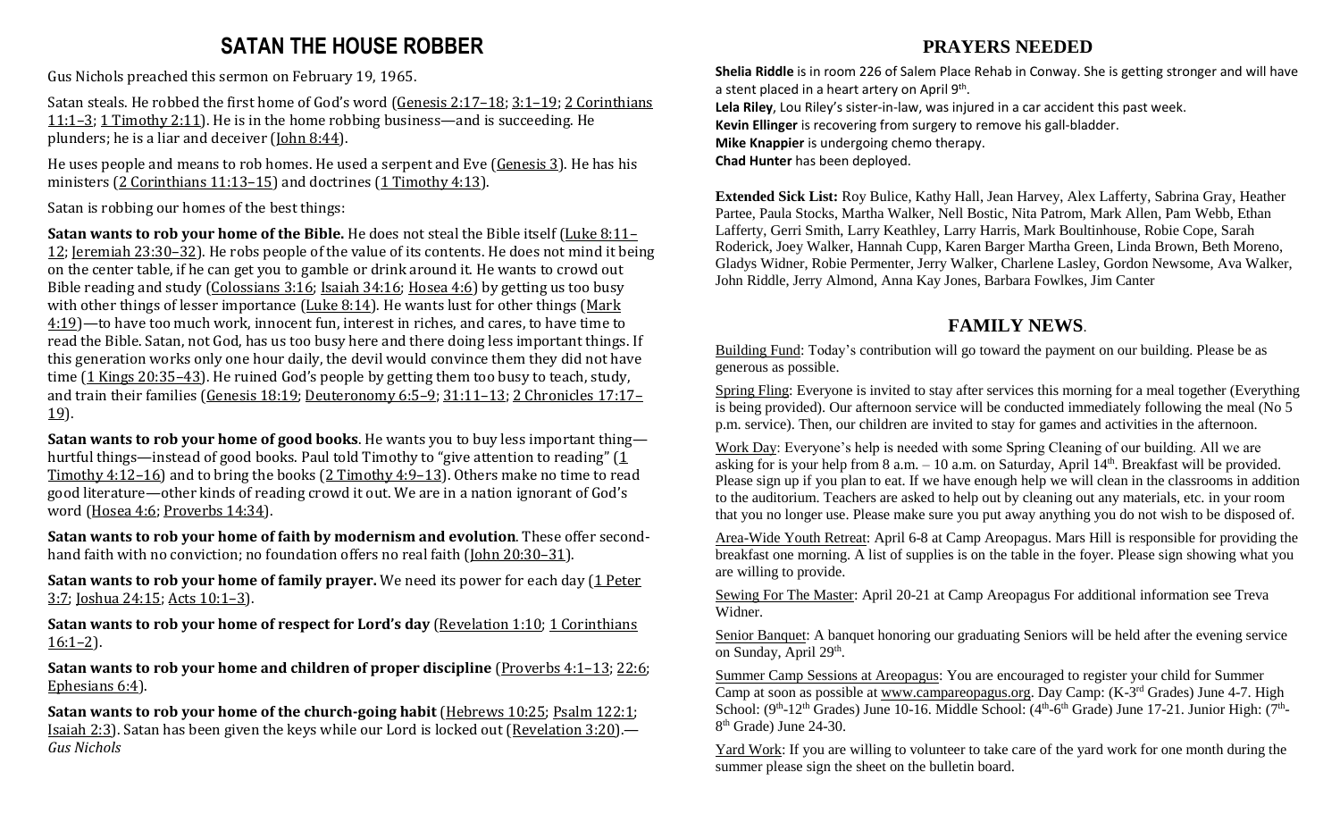# SATAN THE HOUSE ROBBER

Gus Nichols preached this sermon on February 19, 1965.

Satan steals. He robbed the first home of God's word (Genesis 2:17–18; 3:1–19; 2 Corinthians 11:1–3; 1 Timothy 2:11). He is in the home robbing business—and is succeeding. He plunders; he is a liar and deceiver (John 8:44).

He uses people and means to rob homes. He used a serpent and Eve (Genesis 3). He has his ministers (2 Corinthians 11:13–15) and doctrines (1 Timothy 4:13).

Satan is robbing our homes of the best things:

**Satan wants to rob your home of the Bible.** He does not steal the Bible itself (Luke 8:11–12; Jeremiah 23:30–32). He robs people of the value of its contents. He does not mind it being on the center table, if he can get you to gamble or drink around it. He wants to crowd out Bible reading and study (Colossians 3:16; Isaiah 34:16; Hosea 4:6) by getting us too busy with other things of lesser importance (Luke 8:14). He wants lust for other things (Mark 4:19)—to have too much work, innocent fun, interest in riches, and cares, to have time to read the Bible. Satan, not God, has us too busy here and there doing less important things. If this generation works only one hour daily, the devil would convince them they did not have time (1 Kings 20:35–43). He ruined God's people by getting them too busy to teach, study, and train their families (Genesis 18:19; Deuteronomy 6:5–9; 31:11–13; 2 Chronicles 17:17–19).

**Satan wants to rob your home of good books**. He wants you to buy less important thing—hurtful things—instead of good books. Paul told Timothy to "give attention to reading" (1 Timothy 4:12–16) and to bring the books (2 Timothy 4:9–13). Others make no time to read good literature—other kinds of reading crowd it out. We are in a nation ignorant of God's word (Hosea 4:6; Proverbs 14:34).

**Satan wants to rob your home of faith by modernism and evolution**. These offer second-hand faith with no conviction; no foundation offers no real faith (John 20:30–31).

**Satan wants to rob your home of family prayer.** We need its power for each day (1 Peter 3:7; Joshua 24:15; Acts 10:1–3).

**Satan wants to rob your home of respect for Lord's day** (Revelation 1:10; 1 Corinthians 16:1–2).

**Satan wants to rob your home and children of proper discipline** (Proverbs 4:1–13; 22:6; Ephesians 6:4).

**Satan wants to rob your home of the church-going habit** (Hebrews 10:25; Psalm 122:1; Isaiah 2:3). Satan has been given the keys while our Lord is locked out (Revelation 3:20).—*Gus Nichols*

# PRAYERS NEEDED

**Shelia Riddle** is in room 226 of Salem Place Rehab in Conway. She is getting stronger and will have a stent placed in a heart artery on April 9th.
**Lela Riley**, Lou Riley's sister-in-law, was injured in a car accident this past week.
**Kevin Ellinger** is recovering from surgery to remove his gall-bladder.
**Mike Knappier** is undergoing chemo therapy.
**Chad Hunter** has been deployed.

**Extended Sick List:** Roy Bulice, Kathy Hall, Jean Harvey, Alex Lafferty, Sabrina Gray, Heather Partee, Paula Stocks, Martha Walker, Nell Bostic, Nita Patrom, Mark Allen, Pam Webb, Ethan Lafferty, Gerri Smith, Larry Keathley, Larry Harris, Mark Boultinhouse, Robie Cope, Sarah Roderick, Joey Walker, Hannah Cupp, Karen Barger Martha Green, Linda Brown, Beth Moreno, Gladys Widner, Robie Permenter, Jerry Walker, Charlene Lasley, Gordon Newsome, Ava Walker, John Riddle, Jerry Almond, Anna Kay Jones, Barbara Fowlkes, Jim Canter

# FAMILY NEWS.

Building Fund: Today's contribution will go toward the payment on our building. Please be as generous as possible.

Spring Fling: Everyone is invited to stay after services this morning for a meal together (Everything is being provided). Our afternoon service will be conducted immediately following the meal (No 5 p.m. service). Then, our children are invited to stay for games and activities in the afternoon.

Work Day: Everyone's help is needed with some Spring Cleaning of our building. All we are asking for is your help from 8 a.m. – 10 a.m. on Saturday, April 14th. Breakfast will be provided. Please sign up if you plan to eat. If we have enough help we will clean in the classrooms in addition to the auditorium. Teachers are asked to help out by cleaning out any materials, etc. in your room that you no longer use. Please make sure you put away anything you do not wish to be disposed of.

Area-Wide Youth Retreat: April 6-8 at Camp Areopagus. Mars Hill is responsible for providing the breakfast one morning. A list of supplies is on the table in the foyer. Please sign showing what you are willing to provide.

Sewing For The Master: April 20-21 at Camp Areopagus For additional information see Treva Widner.

Senior Banquet: A banquet honoring our graduating Seniors will be held after the evening service on Sunday, April 29th.

Summer Camp Sessions at Areopagus: You are encouraged to register your child for Summer Camp at soon as possible at www.campareopagus.org. Day Camp: (K-3rd Grades) June 4-7. High School: (9th-12th Grades) June 10-16. Middle School: (4th-6th Grade) June 17-21. Junior High: (7th-8th Grade) June 24-30.

Yard Work: If you are willing to volunteer to take care of the yard work for one month during the summer please sign the sheet on the bulletin board.